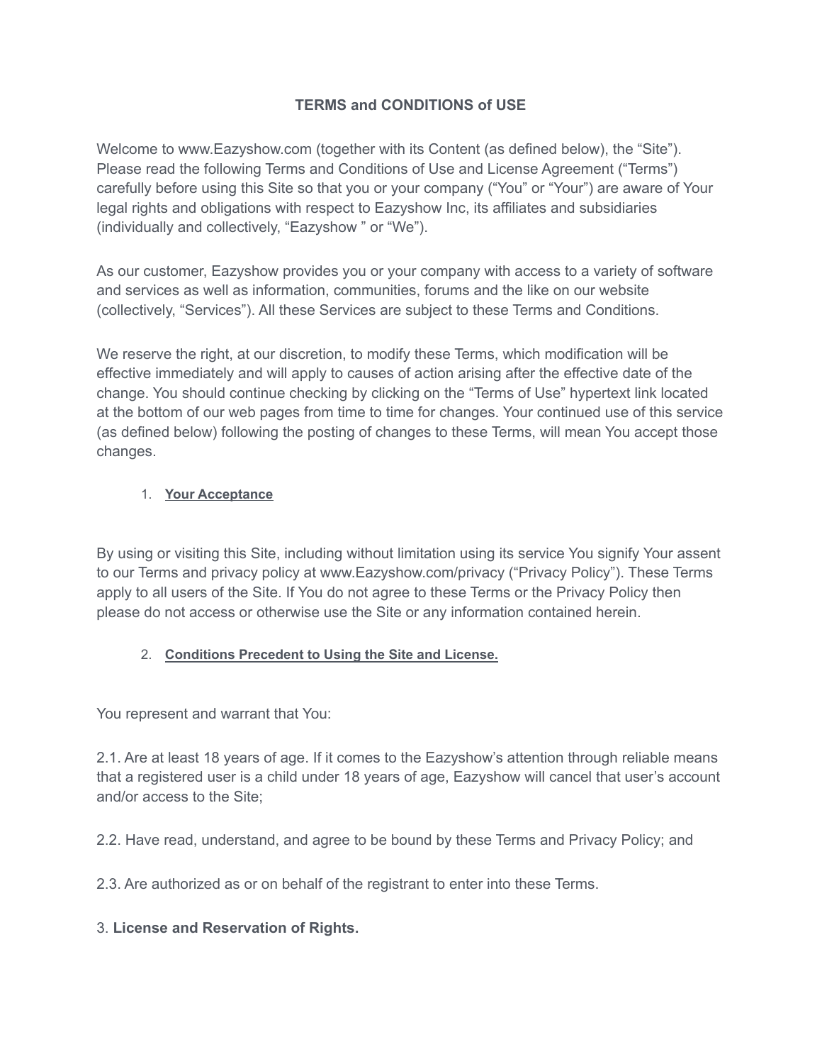# TERMS and CONDITIONS of USE

Welcome to www.Eazyshow.com (together with its Content (as defined below), the "Site"). Please read the following Terms and Conditions of Use and License Agreement ("Terms") carefully before using this Site so that you or your company ("You" or "Your") are aware of Your legal rights and obligations with respect to Eazyshow Inc, its affiliates and subsidiaries (individually and collectively, "Eazyshow " or "We").

As our customer, Eazyshow provides you or your company with access to a variety of software and services as well as information, communities, forums and the like on our website (collectively, "Services"). All these Services are subject to these Terms and Conditions.

We reserve the right, at our discretion, to modify these Terms, which modification will be effective immediately and will apply to causes of action arising after the effective date of the change. You should continue checking by clicking on the "Terms of Use" hypertext link located at the bottom of our web pages from time to time for changes. Your continued use of this service (as defined below) following the posting of changes to these Terms, will mean You accept those changes.

1. **Your Acceptance**

By using or visiting this Site, including without limitation using its service You signify Your assent to our Terms and privacy policy at www.Eazyshow.com/privacy ("Privacy Policy"). These Terms apply to all users of the Site. If You do not agree to these Terms or the Privacy Policy then please do not access or otherwise use the Site or any information contained herein.

2. **Conditions Precedent to Using the Site and License.**

You represent and warrant that You:

2.1. Are at least 18 years of age. If it comes to the Eazyshow's attention through reliable means that a registered user is a child under 18 years of age, Eazyshow will cancel that user's account and/or access to the Site;

2.2. Have read, understand, and agree to be bound by these Terms and Privacy Policy; and

2.3. Are authorized as or on behalf of the registrant to enter into these Terms.

3. **License and Reservation of Rights.**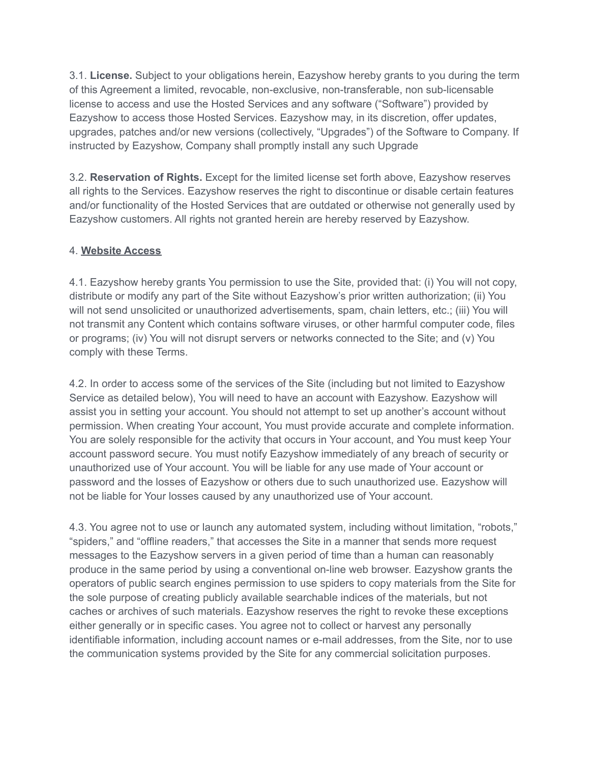3.1. **License.** Subject to your obligations herein, Eazyshow hereby grants to you during the term of this Agreement a limited, revocable, non-exclusive, non-transferable, non sub-licensable license to access and use the Hosted Services and any software ("Software") provided by Eazyshow to access those Hosted Services. Eazyshow may, in its discretion, offer updates, upgrades, patches and/or new versions (collectively, "Upgrades") of the Software to Company. If instructed by Eazyshow, Company shall promptly install any such Upgrade

3.2. **Reservation of Rights.** Except for the limited license set forth above, Eazyshow reserves all rights to the Services. Eazyshow reserves the right to discontinue or disable certain features and/or functionality of the Hosted Services that are outdated or otherwise not generally used by Eazyshow customers. All rights not granted herein are hereby reserved by Eazyshow.

4. **Website Access**

4.1. Eazyshow hereby grants You permission to use the Site, provided that: (i) You will not copy, distribute or modify any part of the Site without Eazyshow's prior written authorization; (ii) You will not send unsolicited or unauthorized advertisements, spam, chain letters, etc.; (iii) You will not transmit any Content which contains software viruses, or other harmful computer code, files or programs; (iv) You will not disrupt servers or networks connected to the Site; and (v) You comply with these Terms.

4.2. In order to access some of the services of the Site (including but not limited to Eazyshow Service as detailed below), You will need to have an account with Eazyshow. Eazyshow will assist you in setting your account. You should not attempt to set up another's account without permission. When creating Your account, You must provide accurate and complete information. You are solely responsible for the activity that occurs in Your account, and You must keep Your account password secure. You must notify Eazyshow immediately of any breach of security or unauthorized use of Your account. You will be liable for any use made of Your account or password and the losses of Eazyshow or others due to such unauthorized use. Eazyshow will not be liable for Your losses caused by any unauthorized use of Your account.

4.3. You agree not to use or launch any automated system, including without limitation, "robots," "spiders," and "offline readers," that accesses the Site in a manner that sends more request messages to the Eazyshow servers in a given period of time than a human can reasonably produce in the same period by using a conventional on-line web browser. Eazyshow grants the operators of public search engines permission to use spiders to copy materials from the Site for the sole purpose of creating publicly available searchable indices of the materials, but not caches or archives of such materials. Eazyshow reserves the right to revoke these exceptions either generally or in specific cases. You agree not to collect or harvest any personally identifiable information, including account names or e-mail addresses, from the Site, nor to use the communication systems provided by the Site for any commercial solicitation purposes.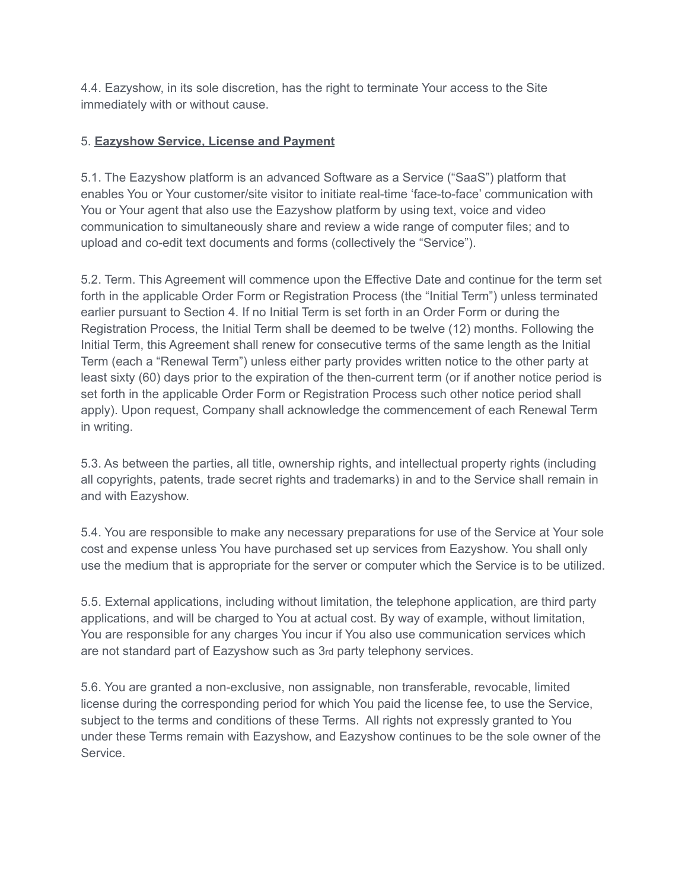4.4. Eazyshow, in its sole discretion, has the right to terminate Your access to the Site immediately with or without cause.

5. **Eazyshow Service, License and Payment**

5.1. The Eazyshow platform is an advanced Software as a Service ("SaaS") platform that enables You or Your customer/site visitor to initiate real-time 'face-to-face' communication with You or Your agent that also use the Eazyshow platform by using text, voice and video communication to simultaneously share and review a wide range of computer files; and to upload and co-edit text documents and forms (collectively the "Service").

5.2. Term. This Agreement will commence upon the Effective Date and continue for the term set forth in the applicable Order Form or Registration Process (the "Initial Term") unless terminated earlier pursuant to Section 4. If no Initial Term is set forth in an Order Form or during the Registration Process, the Initial Term shall be deemed to be twelve (12) months. Following the Initial Term, this Agreement shall renew for consecutive terms of the same length as the Initial Term (each a "Renewal Term") unless either party provides written notice to the other party at least sixty (60) days prior to the expiration of the then-current term (or if another notice period is set forth in the applicable Order Form or Registration Process such other notice period shall apply). Upon request, Company shall acknowledge the commencement of each Renewal Term in writing.

5.3. As between the parties, all title, ownership rights, and intellectual property rights (including all copyrights, patents, trade secret rights and trademarks) in and to the Service shall remain in and with Eazyshow.

5.4. You are responsible to make any necessary preparations for use of the Service at Your sole cost and expense unless You have purchased set up services from Eazyshow. You shall only use the medium that is appropriate for the server or computer which the Service is to be utilized.

5.5. External applications, including without limitation, the telephone application, are third party applications, and will be charged to You at actual cost. By way of example, without limitation, You are responsible for any charges You incur if You also use communication services which are not standard part of Eazyshow such as 3rd party telephony services.

5.6. You are granted a non-exclusive, non assignable, non transferable, revocable, limited license during the corresponding period for which You paid the license fee, to use the Service, subject to the terms and conditions of these Terms. All rights not expressly granted to You under these Terms remain with Eazyshow, and Eazyshow continues to be the sole owner of the Service.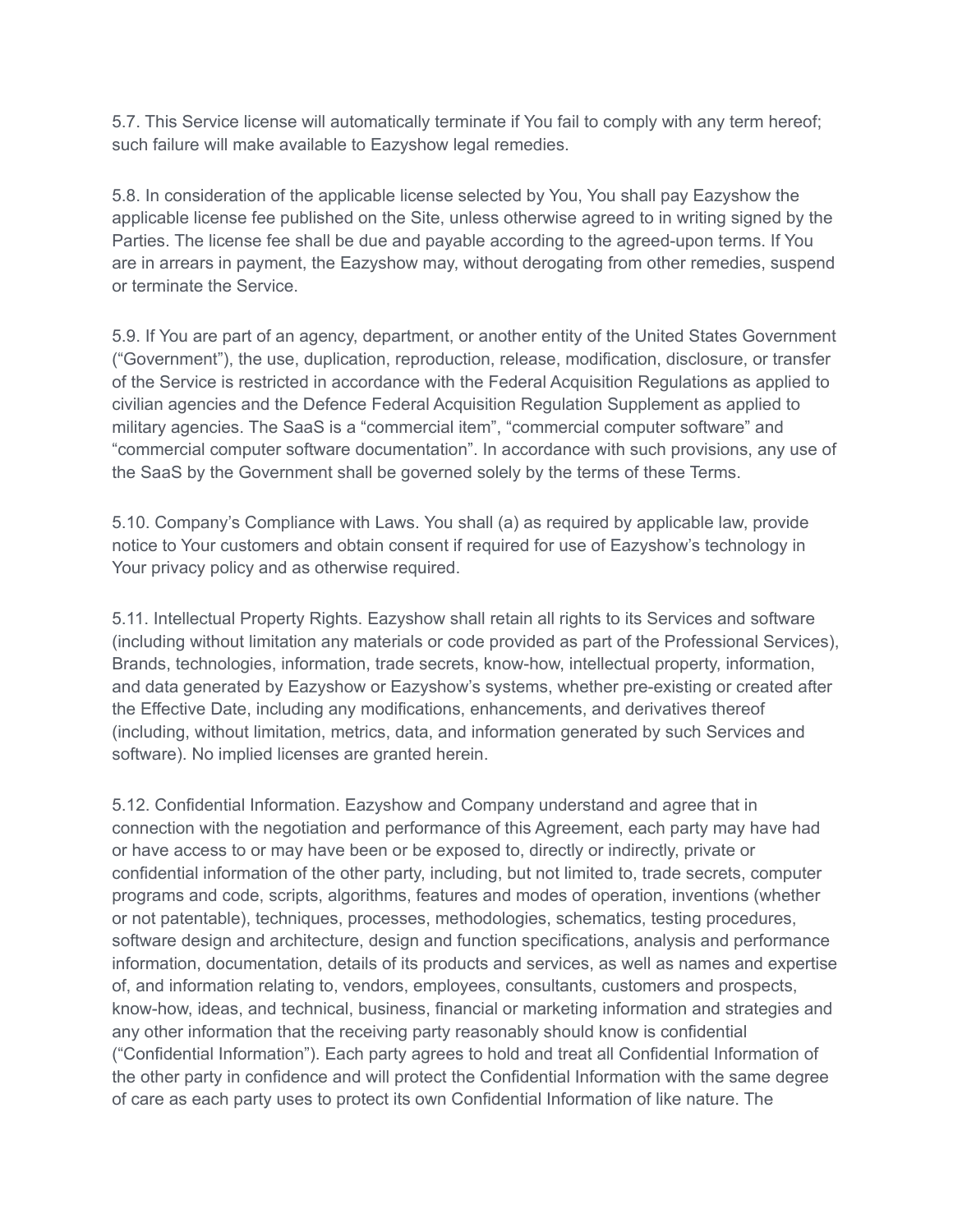5.7. This Service license will automatically terminate if You fail to comply with any term hereof; such failure will make available to Eazyshow legal remedies.

5.8. In consideration of the applicable license selected by You, You shall pay Eazyshow the applicable license fee published on the Site, unless otherwise agreed to in writing signed by the Parties. The license fee shall be due and payable according to the agreed-upon terms. If You are in arrears in payment, the Eazyshow may, without derogating from other remedies, suspend or terminate the Service.

5.9. If You are part of an agency, department, or another entity of the United States Government ("Government"), the use, duplication, reproduction, release, modification, disclosure, or transfer of the Service is restricted in accordance with the Federal Acquisition Regulations as applied to civilian agencies and the Defence Federal Acquisition Regulation Supplement as applied to military agencies. The SaaS is a "commercial item", "commercial computer software" and "commercial computer software documentation". In accordance with such provisions, any use of the SaaS by the Government shall be governed solely by the terms of these Terms.

5.10. Company's Compliance with Laws. You shall (a) as required by applicable law, provide notice to Your customers and obtain consent if required for use of Eazyshow's technology in Your privacy policy and as otherwise required.

5.11. Intellectual Property Rights. Eazyshow shall retain all rights to its Services and software (including without limitation any materials or code provided as part of the Professional Services), Brands, technologies, information, trade secrets, know-how, intellectual property, information, and data generated by Eazyshow or Eazyshow's systems, whether pre-existing or created after the Effective Date, including any modifications, enhancements, and derivatives thereof (including, without limitation, metrics, data, and information generated by such Services and software). No implied licenses are granted herein.

5.12. Confidential Information. Eazyshow and Company understand and agree that in connection with the negotiation and performance of this Agreement, each party may have had or have access to or may have been or be exposed to, directly or indirectly, private or confidential information of the other party, including, but not limited to, trade secrets, computer programs and code, scripts, algorithms, features and modes of operation, inventions (whether or not patentable), techniques, processes, methodologies, schematics, testing procedures, software design and architecture, design and function specifications, analysis and performance information, documentation, details of its products and services, as well as names and expertise of, and information relating to, vendors, employees, consultants, customers and prospects, know-how, ideas, and technical, business, financial or marketing information and strategies and any other information that the receiving party reasonably should know is confidential ("Confidential Information"). Each party agrees to hold and treat all Confidential Information of the other party in confidence and will protect the Confidential Information with the same degree of care as each party uses to protect its own Confidential Information of like nature. The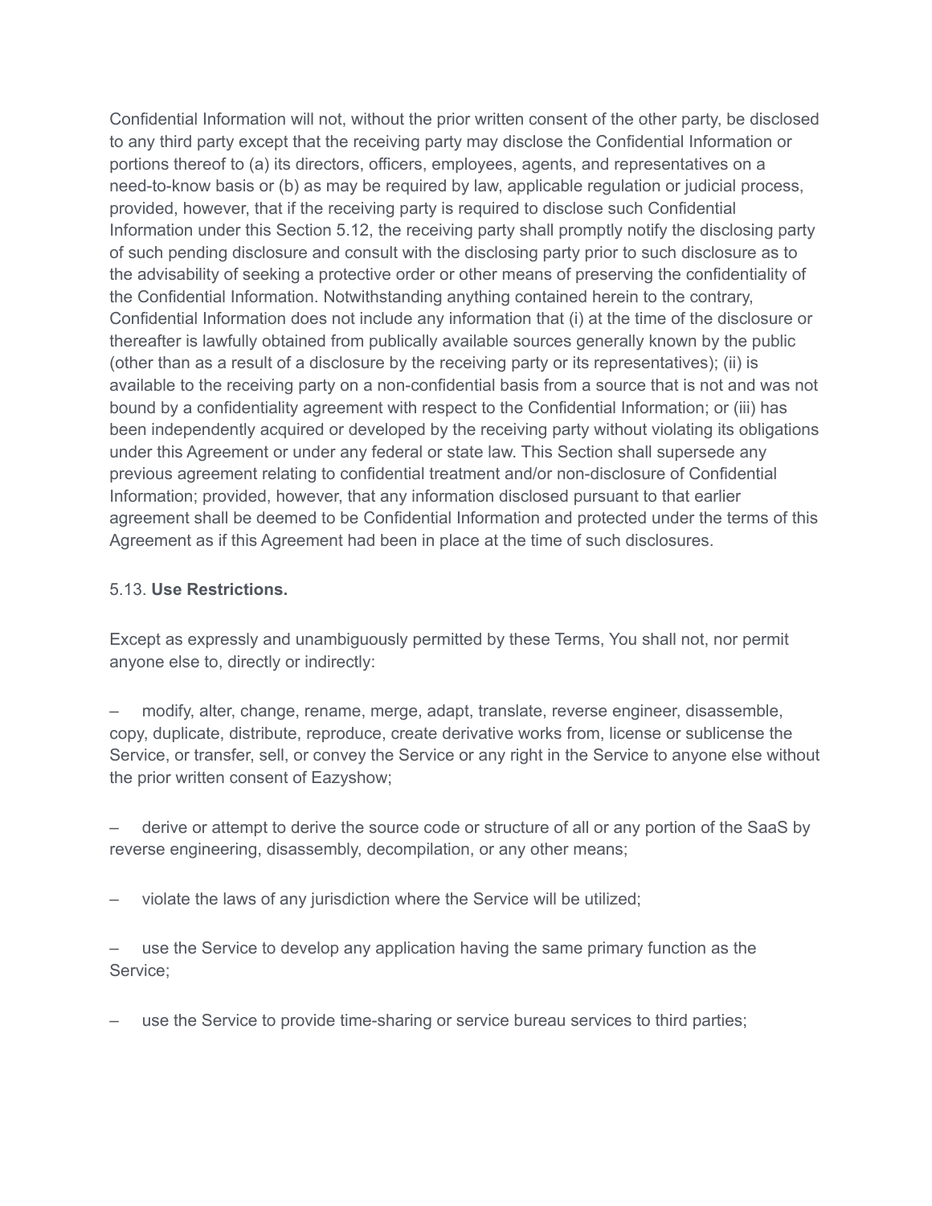Confidential Information will not, without the prior written consent of the other party, be disclosed to any third party except that the receiving party may disclose the Confidential Information or portions thereof to (a) its directors, officers, employees, agents, and representatives on a need-to-know basis or (b) as may be required by law, applicable regulation or judicial process, provided, however, that if the receiving party is required to disclose such Confidential Information under this Section 5.12, the receiving party shall promptly notify the disclosing party of such pending disclosure and consult with the disclosing party prior to such disclosure as to the advisability of seeking a protective order or other means of preserving the confidentiality of the Confidential Information. Notwithstanding anything contained herein to the contrary, Confidential Information does not include any information that (i) at the time of the disclosure or thereafter is lawfully obtained from publically available sources generally known by the public (other than as a result of a disclosure by the receiving party or its representatives); (ii) is available to the receiving party on a non-confidential basis from a source that is not and was not bound by a confidentiality agreement with respect to the Confidential Information; or (iii) has been independently acquired or developed by the receiving party without violating its obligations under this Agreement or under any federal or state law. This Section shall supersede any previous agreement relating to confidential treatment and/or non-disclosure of Confidential Information; provided, however, that any information disclosed pursuant to that earlier agreement shall be deemed to be Confidential Information and protected under the terms of this Agreement as if this Agreement had been in place at the time of such disclosures.

5.13. **Use Restrictions.**

Except as expressly and unambiguously permitted by these Terms, You shall not, nor permit anyone else to, directly or indirectly:

– modify, alter, change, rename, merge, adapt, translate, reverse engineer, disassemble, copy, duplicate, distribute, reproduce, create derivative works from, license or sublicense the Service, or transfer, sell, or convey the Service or any right in the Service to anyone else without the prior written consent of Eazyshow;

– derive or attempt to derive the source code or structure of all or any portion of the SaaS by reverse engineering, disassembly, decompilation, or any other means;

– violate the laws of any jurisdiction where the Service will be utilized;

– use the Service to develop any application having the same primary function as the Service;

– use the Service to provide time-sharing or service bureau services to third parties;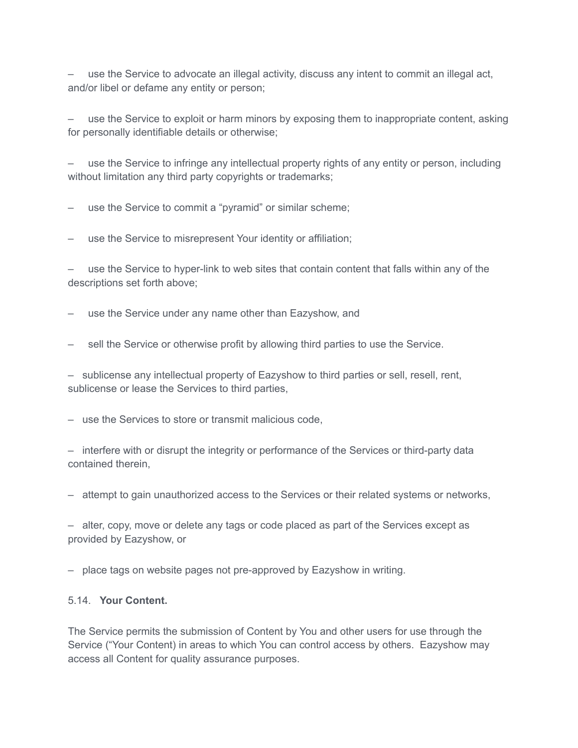– use the Service to advocate an illegal activity, discuss any intent to commit an illegal act, and/or libel or defame any entity or person;

– use the Service to exploit or harm minors by exposing them to inappropriate content, asking for personally identifiable details or otherwise;

– use the Service to infringe any intellectual property rights of any entity or person, including without limitation any third party copyrights or trademarks;

– use the Service to commit a “pyramid” or similar scheme;

– use the Service to misrepresent Your identity or affiliation;

– use the Service to hyper-link to web sites that contain content that falls within any of the descriptions set forth above;

– use the Service under any name other than Eazyshow, and

– sell the Service or otherwise profit by allowing third parties to use the Service.

– sublicense any intellectual property of Eazyshow to third parties or sell, resell, rent, sublicense or lease the Services to third parties,

– use the Services to store or transmit malicious code,

– interfere with or disrupt the integrity or performance of the Services or third-party data contained therein,

– attempt to gain unauthorized access to the Services or their related systems or networks,

– alter, copy, move or delete any tags or code placed as part of the Services except as provided by Eazyshow, or

– place tags on website pages not pre-approved by Eazyshow in writing.

5.14. **Your Content.**

The Service permits the submission of Content by You and other users for use through the Service (“Your Content) in areas to which You can control access by others. Eazyshow may access all Content for quality assurance purposes.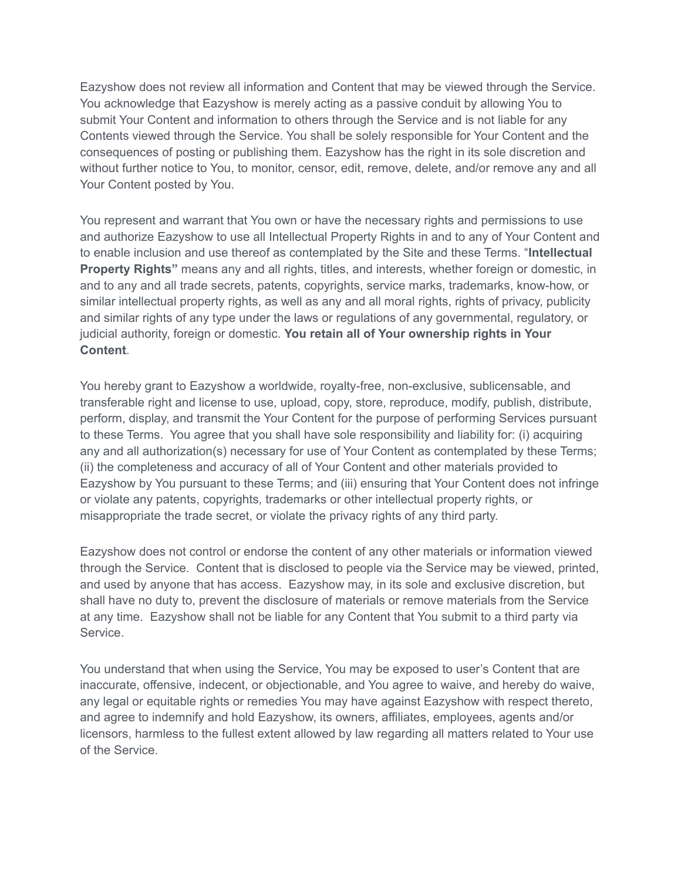Eazyshow does not review all information and Content that may be viewed through the Service. You acknowledge that Eazyshow is merely acting as a passive conduit by allowing You to submit Your Content and information to others through the Service and is not liable for any Contents viewed through the Service. You shall be solely responsible for Your Content and the consequences of posting or publishing them. Eazyshow has the right in its sole discretion and without further notice to You, to monitor, censor, edit, remove, delete, and/or remove any and all Your Content posted by You.

You represent and warrant that You own or have the necessary rights and permissions to use and authorize Eazyshow to use all Intellectual Property Rights in and to any of Your Content and to enable inclusion and use thereof as contemplated by the Site and these Terms. "**Intellectual Property Rights"** means any and all rights, titles, and interests, whether foreign or domestic, in and to any and all trade secrets, patents, copyrights, service marks, trademarks, know-how, or similar intellectual property rights, as well as any and all moral rights, rights of privacy, publicity and similar rights of any type under the laws or regulations of any governmental, regulatory, or judicial authority, foreign or domestic. **You retain all of Your ownership rights in Your Content**.

You hereby grant to Eazyshow a worldwide, royalty-free, non-exclusive, sublicensable, and transferable right and license to use, upload, copy, store, reproduce, modify, publish, distribute, perform, display, and transmit the Your Content for the purpose of performing Services pursuant to these Terms. You agree that you shall have sole responsibility and liability for: (i) acquiring any and all authorization(s) necessary for use of Your Content as contemplated by these Terms; (ii) the completeness and accuracy of all of Your Content and other materials provided to Eazyshow by You pursuant to these Terms; and (iii) ensuring that Your Content does not infringe or violate any patents, copyrights, trademarks or other intellectual property rights, or misappropriate the trade secret, or violate the privacy rights of any third party.

Eazyshow does not control or endorse the content of any other materials or information viewed through the Service. Content that is disclosed to people via the Service may be viewed, printed, and used by anyone that has access. Eazyshow may, in its sole and exclusive discretion, but shall have no duty to, prevent the disclosure of materials or remove materials from the Service at any time. Eazyshow shall not be liable for any Content that You submit to a third party via Service.

You understand that when using the Service, You may be exposed to user's Content that are inaccurate, offensive, indecent, or objectionable, and You agree to waive, and hereby do waive, any legal or equitable rights or remedies You may have against Eazyshow with respect thereto, and agree to indemnify and hold Eazyshow, its owners, affiliates, employees, agents and/or licensors, harmless to the fullest extent allowed by law regarding all matters related to Your use of the Service.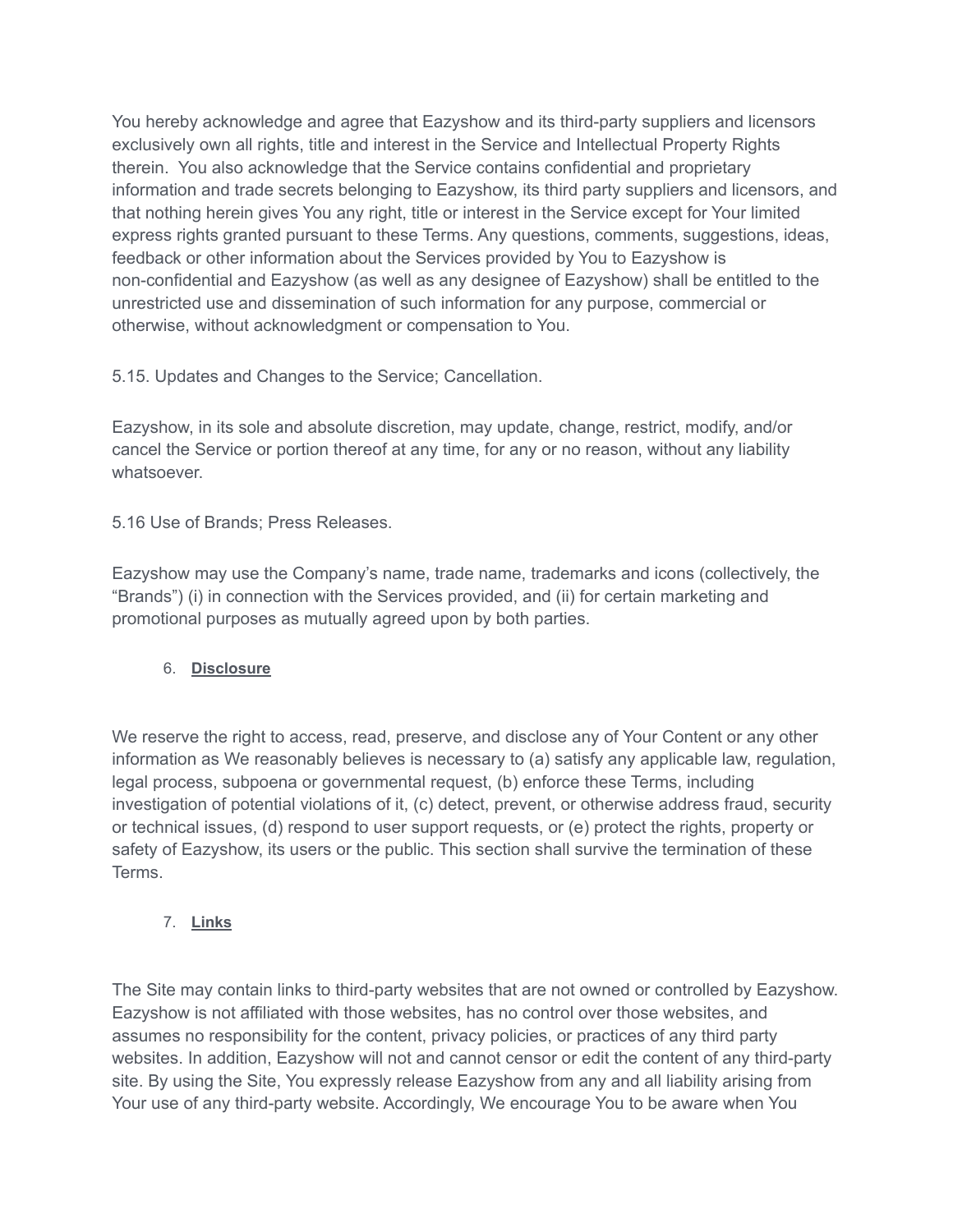You hereby acknowledge and agree that Eazyshow and its third-party suppliers and licensors exclusively own all rights, title and interest in the Service and Intellectual Property Rights therein. You also acknowledge that the Service contains confidential and proprietary information and trade secrets belonging to Eazyshow, its third party suppliers and licensors, and that nothing herein gives You any right, title or interest in the Service except for Your limited express rights granted pursuant to these Terms. Any questions, comments, suggestions, ideas, feedback or other information about the Services provided by You to Eazyshow is non-confidential and Eazyshow (as well as any designee of Eazyshow) shall be entitled to the unrestricted use and dissemination of such information for any purpose, commercial or otherwise, without acknowledgment or compensation to You.

5.15. Updates and Changes to the Service; Cancellation.

Eazyshow, in its sole and absolute discretion, may update, change, restrict, modify, and/or cancel the Service or portion thereof at any time, for any or no reason, without any liability whatsoever.

5.16 Use of Brands; Press Releases.

Eazyshow may use the Company's name, trade name, trademarks and icons (collectively, the "Brands") (i) in connection with the Services provided, and (ii) for certain marketing and promotional purposes as mutually agreed upon by both parties.

## 6. **Disclosure**

We reserve the right to access, read, preserve, and disclose any of Your Content or any other information as We reasonably believes is necessary to (a) satisfy any applicable law, regulation, legal process, subpoena or governmental request, (b) enforce these Terms, including investigation of potential violations of it, (c) detect, prevent, or otherwise address fraud, security or technical issues, (d) respond to user support requests, or (e) protect the rights, property or safety of Eazyshow, its users or the public. This section shall survive the termination of these Terms.

## 7. **Links**

The Site may contain links to third-party websites that are not owned or controlled by Eazyshow. Eazyshow is not affiliated with those websites, has no control over those websites, and assumes no responsibility for the content, privacy policies, or practices of any third party websites. In addition, Eazyshow will not and cannot censor or edit the content of any third-party site. By using the Site, You expressly release Eazyshow from any and all liability arising from Your use of any third-party website. Accordingly, We encourage You to be aware when You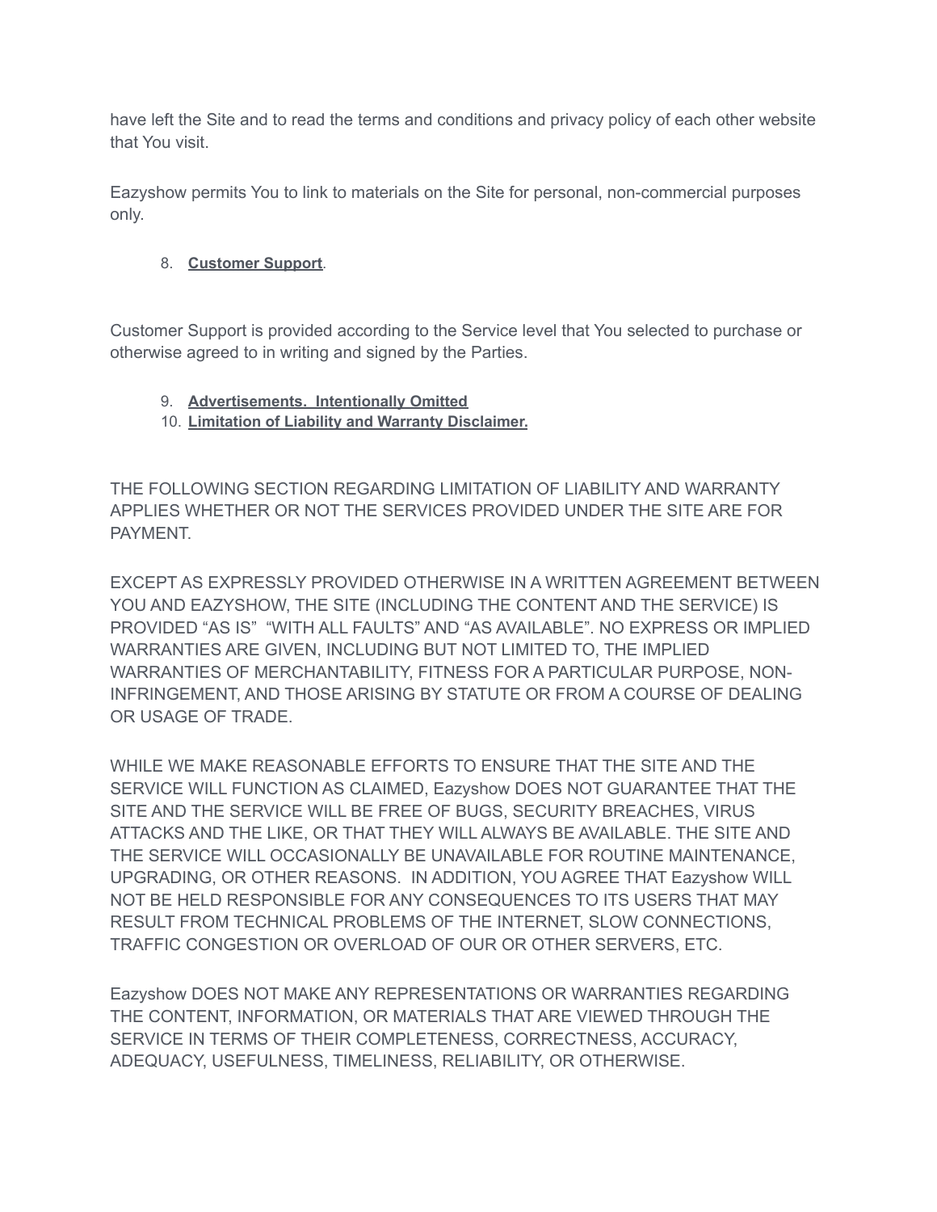have left the Site and to read the terms and conditions and privacy policy of each other website that You visit.

Eazyshow permits You to link to materials on the Site for personal, non-commercial purposes only.

8. **Customer Support**.

Customer Support is provided according to the Service level that You selected to purchase or otherwise agreed to in writing and signed by the Parties.

9. **Advertisements. Intentionally Omitted**
10. **Limitation of Liability and Warranty Disclaimer.**

THE FOLLOWING SECTION REGARDING LIMITATION OF LIABILITY AND WARRANTY APPLIES WHETHER OR NOT THE SERVICES PROVIDED UNDER THE SITE ARE FOR PAYMENT.

EXCEPT AS EXPRESSLY PROVIDED OTHERWISE IN A WRITTEN AGREEMENT BETWEEN YOU AND EAZYSHOW, THE SITE (INCLUDING THE CONTENT AND THE SERVICE) IS PROVIDED “AS IS” “WITH ALL FAULTS” AND “AS AVAILABLE”. NO EXPRESS OR IMPLIED WARRANTIES ARE GIVEN, INCLUDING BUT NOT LIMITED TO, THE IMPLIED WARRANTIES OF MERCHANTABILITY, FITNESS FOR A PARTICULAR PURPOSE, NON-INFRINGEMENT, AND THOSE ARISING BY STATUTE OR FROM A COURSE OF DEALING OR USAGE OF TRADE.

WHILE WE MAKE REASONABLE EFFORTS TO ENSURE THAT THE SITE AND THE SERVICE WILL FUNCTION AS CLAIMED, Eazyshow DOES NOT GUARANTEE THAT THE SITE AND THE SERVICE WILL BE FREE OF BUGS, SECURITY BREACHES, VIRUS ATTACKS AND THE LIKE, OR THAT THEY WILL ALWAYS BE AVAILABLE. THE SITE AND THE SERVICE WILL OCCASIONALLY BE UNAVAILABLE FOR ROUTINE MAINTENANCE, UPGRADING, OR OTHER REASONS. IN ADDITION, YOU AGREE THAT Eazyshow WILL NOT BE HELD RESPONSIBLE FOR ANY CONSEQUENCES TO ITS USERS THAT MAY RESULT FROM TECHNICAL PROBLEMS OF THE INTERNET, SLOW CONNECTIONS, TRAFFIC CONGESTION OR OVERLOAD OF OUR OR OTHER SERVERS, ETC.

Eazyshow DOES NOT MAKE ANY REPRESENTATIONS OR WARRANTIES REGARDING THE CONTENT, INFORMATION, OR MATERIALS THAT ARE VIEWED THROUGH THE SERVICE IN TERMS OF THEIR COMPLETENESS, CORRECTNESS, ACCURACY, ADEQUACY, USEFULNESS, TIMELINESS, RELIABILITY, OR OTHERWISE.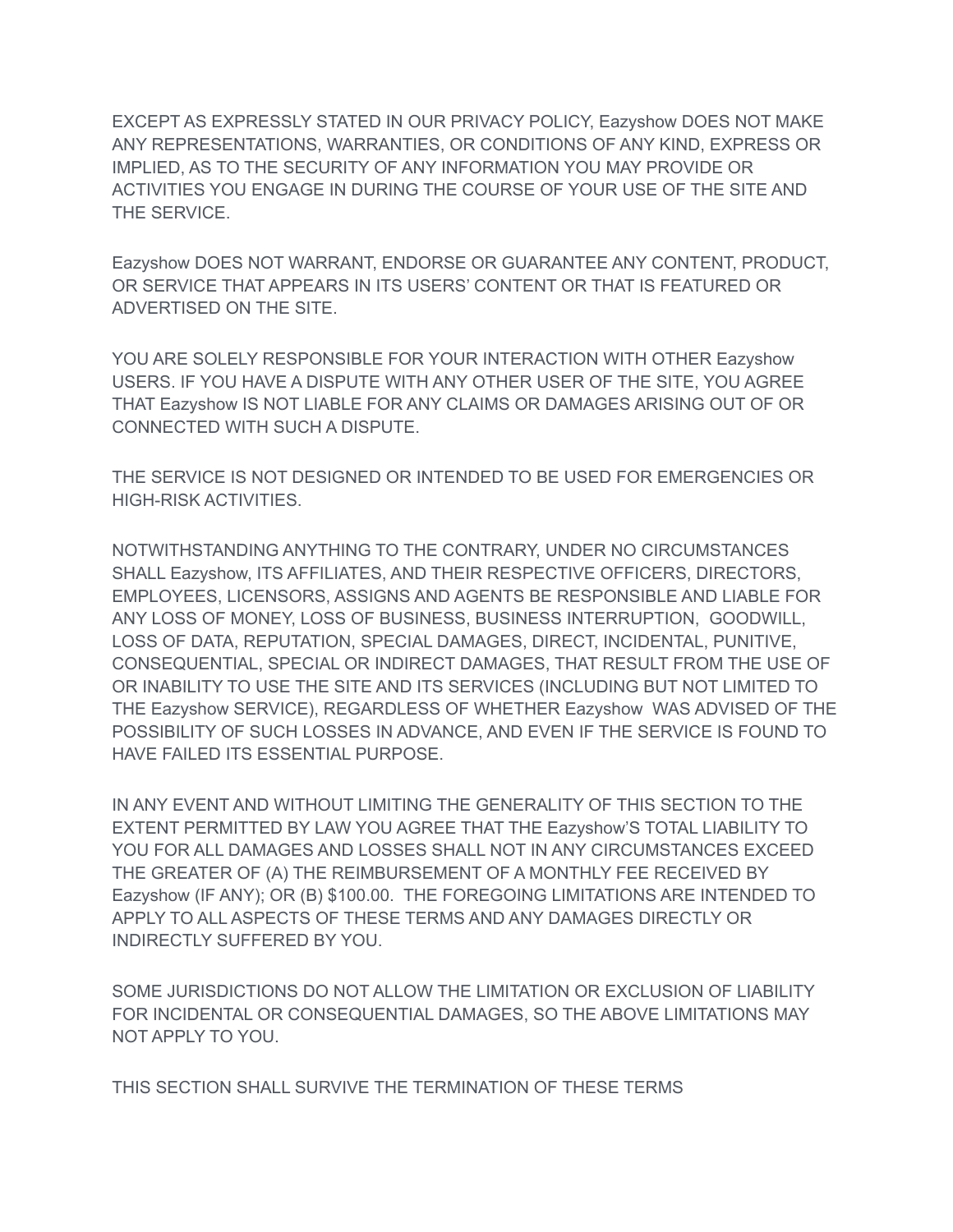EXCEPT AS EXPRESSLY STATED IN OUR PRIVACY POLICY, Eazyshow DOES NOT MAKE ANY REPRESENTATIONS, WARRANTIES, OR CONDITIONS OF ANY KIND, EXPRESS OR IMPLIED, AS TO THE SECURITY OF ANY INFORMATION YOU MAY PROVIDE OR ACTIVITIES YOU ENGAGE IN DURING THE COURSE OF YOUR USE OF THE SITE AND THE SERVICE.

Eazyshow DOES NOT WARRANT, ENDORSE OR GUARANTEE ANY CONTENT, PRODUCT, OR SERVICE THAT APPEARS IN ITS USERS' CONTENT OR THAT IS FEATURED OR ADVERTISED ON THE SITE.

YOU ARE SOLELY RESPONSIBLE FOR YOUR INTERACTION WITH OTHER Eazyshow USERS. IF YOU HAVE A DISPUTE WITH ANY OTHER USER OF THE SITE, YOU AGREE THAT Eazyshow IS NOT LIABLE FOR ANY CLAIMS OR DAMAGES ARISING OUT OF OR CONNECTED WITH SUCH A DISPUTE.

THE SERVICE IS NOT DESIGNED OR INTENDED TO BE USED FOR EMERGENCIES OR HIGH-RISK ACTIVITIES.

NOTWITHSTANDING ANYTHING TO THE CONTRARY, UNDER NO CIRCUMSTANCES SHALL Eazyshow, ITS AFFILIATES, AND THEIR RESPECTIVE OFFICERS, DIRECTORS, EMPLOYEES, LICENSORS, ASSIGNS AND AGENTS BE RESPONSIBLE AND LIABLE FOR ANY LOSS OF MONEY, LOSS OF BUSINESS, BUSINESS INTERRUPTION, GOODWILL, LOSS OF DATA, REPUTATION, SPECIAL DAMAGES, DIRECT, INCIDENTAL, PUNITIVE, CONSEQUENTIAL, SPECIAL OR INDIRECT DAMAGES, THAT RESULT FROM THE USE OF OR INABILITY TO USE THE SITE AND ITS SERVICES (INCLUDING BUT NOT LIMITED TO THE Eazyshow SERVICE), REGARDLESS OF WHETHER Eazyshow WAS ADVISED OF THE POSSIBILITY OF SUCH LOSSES IN ADVANCE, AND EVEN IF THE SERVICE IS FOUND TO HAVE FAILED ITS ESSENTIAL PURPOSE.

IN ANY EVENT AND WITHOUT LIMITING THE GENERALITY OF THIS SECTION TO THE EXTENT PERMITTED BY LAW YOU AGREE THAT THE Eazyshow'S TOTAL LIABILITY TO YOU FOR ALL DAMAGES AND LOSSES SHALL NOT IN ANY CIRCUMSTANCES EXCEED THE GREATER OF (A) THE REIMBURSEMENT OF A MONTHLY FEE RECEIVED BY Eazyshow (IF ANY); OR (B) $100.00. THE FOREGOING LIMITATIONS ARE INTENDED TO APPLY TO ALL ASPECTS OF THESE TERMS AND ANY DAMAGES DIRECTLY OR INDIRECTLY SUFFERED BY YOU.

SOME JURISDICTIONS DO NOT ALLOW THE LIMITATION OR EXCLUSION OF LIABILITY FOR INCIDENTAL OR CONSEQUENTIAL DAMAGES, SO THE ABOVE LIMITATIONS MAY NOT APPLY TO YOU.

THIS SECTION SHALL SURVIVE THE TERMINATION OF THESE TERMS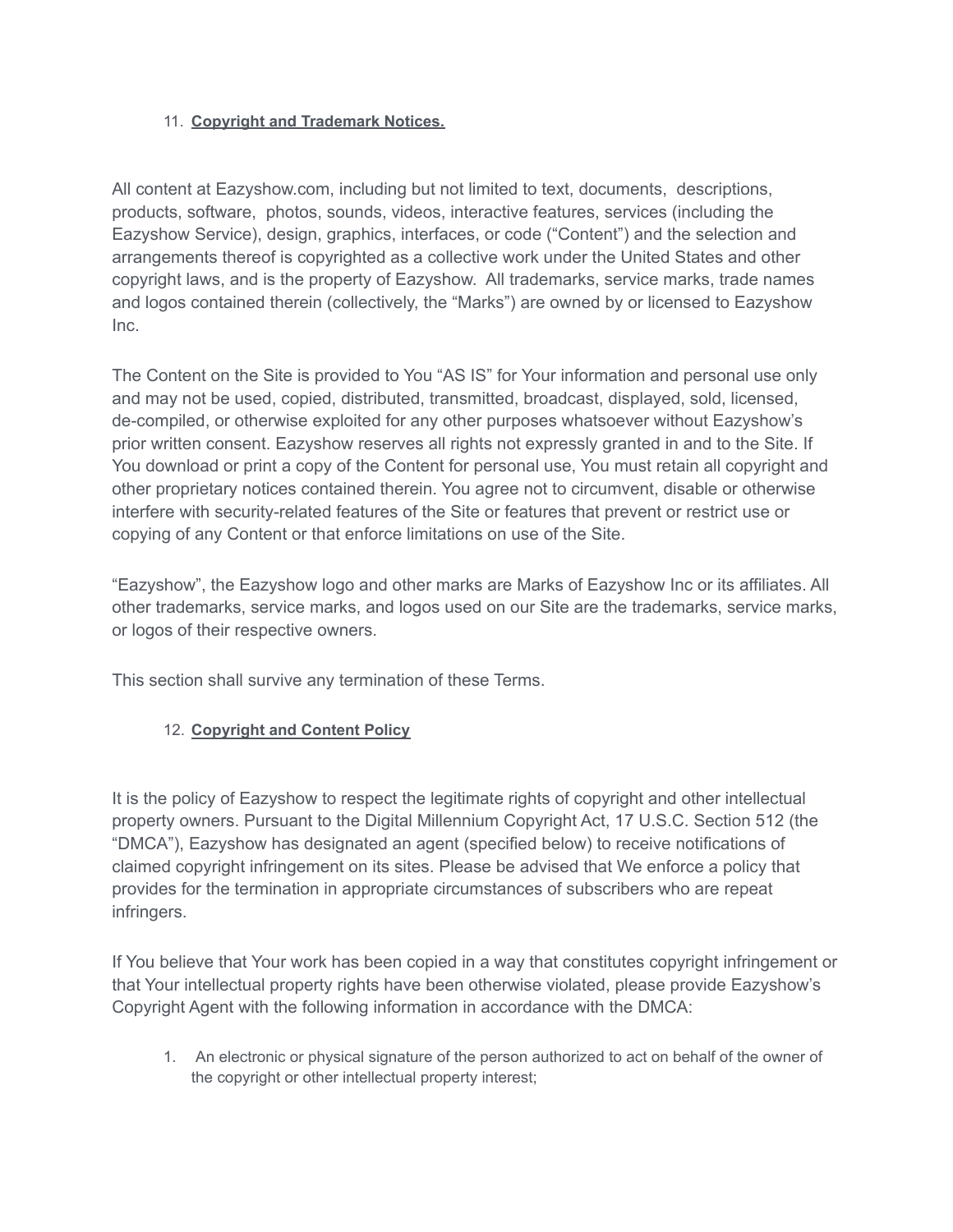11. **Copyright and Trademark Notices.**

All content at Eazyshow.com, including but not limited to text, documents, descriptions, products, software, photos, sounds, videos, interactive features, services (including the Eazyshow Service), design, graphics, interfaces, or code ("Content") and the selection and arrangements thereof is copyrighted as a collective work under the United States and other copyright laws, and is the property of Eazyshow. All trademarks, service marks, trade names and logos contained therein (collectively, the "Marks") are owned by or licensed to Eazyshow Inc.

The Content on the Site is provided to You "AS IS" for Your information and personal use only and may not be used, copied, distributed, transmitted, broadcast, displayed, sold, licensed, de-compiled, or otherwise exploited for any other purposes whatsoever without Eazyshow's prior written consent. Eazyshow reserves all rights not expressly granted in and to the Site. If You download or print a copy of the Content for personal use, You must retain all copyright and other proprietary notices contained therein. You agree not to circumvent, disable or otherwise interfere with security-related features of the Site or features that prevent or restrict use or copying of any Content or that enforce limitations on use of the Site.

"Eazyshow", the Eazyshow logo and other marks are Marks of Eazyshow Inc or its affiliates. All other trademarks, service marks, and logos used on our Site are the trademarks, service marks, or logos of their respective owners.

This section shall survive any termination of these Terms.

12. **Copyright and Content Policy**

It is the policy of Eazyshow to respect the legitimate rights of copyright and other intellectual property owners. Pursuant to the Digital Millennium Copyright Act, 17 U.S.C. Section 512 (the "DMCA"), Eazyshow has designated an agent (specified below) to receive notifications of claimed copyright infringement on its sites. Please be advised that We enforce a policy that provides for the termination in appropriate circumstances of subscribers who are repeat infringers.

If You believe that Your work has been copied in a way that constitutes copyright infringement or that Your intellectual property rights have been otherwise violated, please provide Eazyshow's Copyright Agent with the following information in accordance with the DMCA:

1. An electronic or physical signature of the person authorized to act on behalf of the owner of the copyright or other intellectual property interest;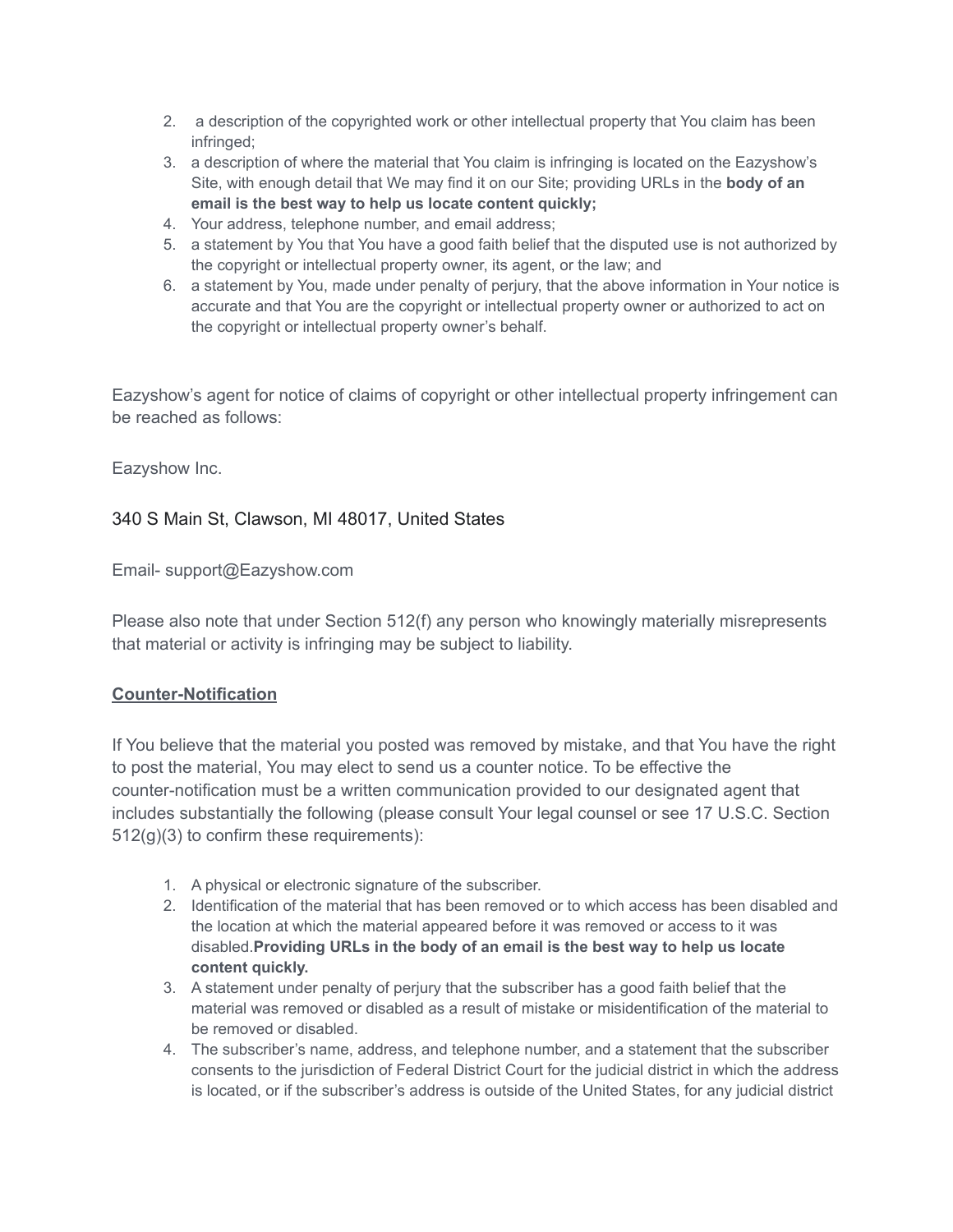2. a description of the copyrighted work or other intellectual property that You claim has been infringed;
3. a description of where the material that You claim is infringing is located on the Eazyshow's Site, with enough detail that We may find it on our Site; providing URLs in the **body of an email is the best way to help us locate content quickly;**
4. Your address, telephone number, and email address;
5. a statement by You that You have a good faith belief that the disputed use is not authorized by the copyright or intellectual property owner, its agent, or the law; and
6. a statement by You, made under penalty of perjury, that the above information in Your notice is accurate and that You are the copyright or intellectual property owner or authorized to act on the copyright or intellectual property owner's behalf.

Eazyshow's agent for notice of claims of copyright or other intellectual property infringement can be reached as follows:

Eazyshow Inc.

340 S Main St, Clawson, MI 48017, United States

Email- support@Eazyshow.com

Please also note that under Section 512(f) any person who knowingly materially misrepresents that material or activity is infringing may be subject to liability.

**Counter-Notification**

If You believe that the material you posted was removed by mistake, and that You have the right to post the material, You may elect to send us a counter notice. To be effective the counter-notification must be a written communication provided to our designated agent that includes substantially the following (please consult Your legal counsel or see 17 U.S.C. Section 512(g)(3) to confirm these requirements):

1. A physical or electronic signature of the subscriber.
2. Identification of the material that has been removed or to which access has been disabled and the location at which the material appeared before it was removed or access to it was disabled.**Providing URLs in the body of an email is the best way to help us locate content quickly.**
3. A statement under penalty of perjury that the subscriber has a good faith belief that the material was removed or disabled as a result of mistake or misidentification of the material to be removed or disabled.
4. The subscriber's name, address, and telephone number, and a statement that the subscriber consents to the jurisdiction of Federal District Court for the judicial district in which the address is located, or if the subscriber's address is outside of the United States, for any judicial district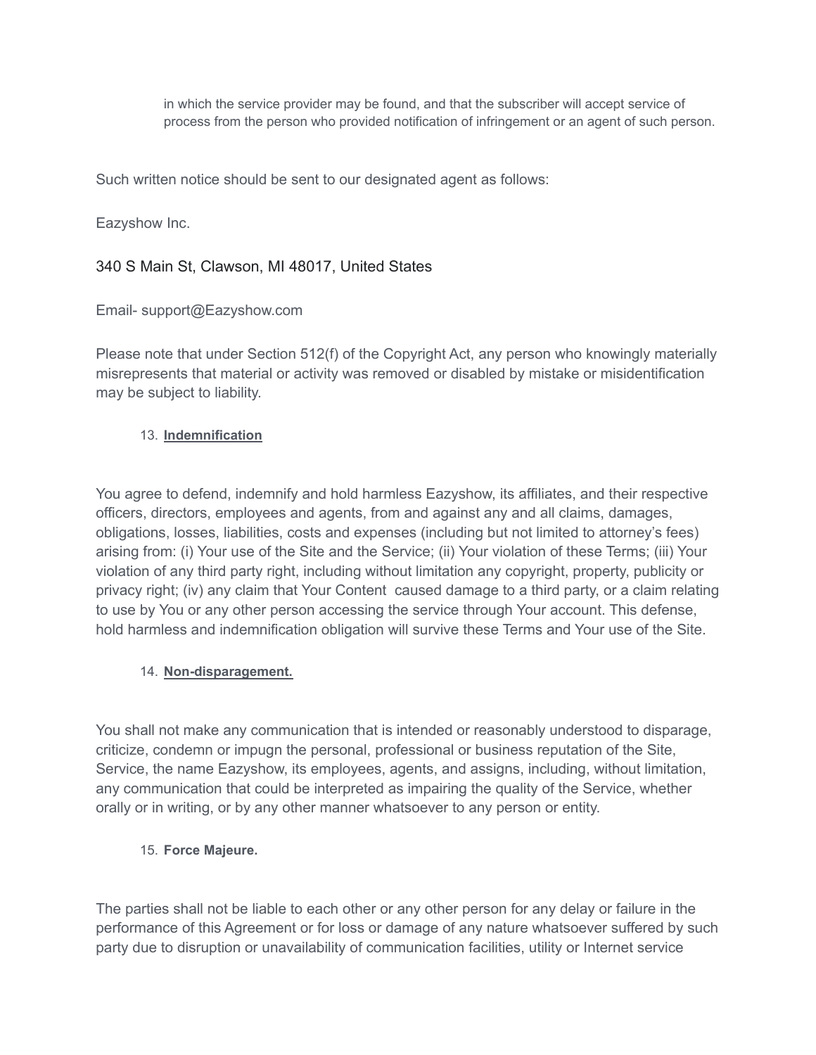in which the service provider may be found, and that the subscriber will accept service of process from the person who provided notification of infringement or an agent of such person.

Such written notice should be sent to our designated agent as follows:

Eazyshow Inc.

340 S Main St, Clawson, MI 48017, United States

Email- support@Eazyshow.com

Please note that under Section 512(f) of the Copyright Act, any person who knowingly materially misrepresents that material or activity was removed or disabled by mistake or misidentification may be subject to liability.

13. **Indemnification**

You agree to defend, indemnify and hold harmless Eazyshow, its affiliates, and their respective officers, directors, employees and agents, from and against any and all claims, damages, obligations, losses, liabilities, costs and expenses (including but not limited to attorney's fees) arising from: (i) Your use of the Site and the Service; (ii) Your violation of these Terms; (iii) Your violation of any third party right, including without limitation any copyright, property, publicity or privacy right; (iv) any claim that Your Content caused damage to a third party, or a claim relating to use by You or any other person accessing the service through Your account. This defense, hold harmless and indemnification obligation will survive these Terms and Your use of the Site.

14. **Non-disparagement.**

You shall not make any communication that is intended or reasonably understood to disparage, criticize, condemn or impugn the personal, professional or business reputation of the Site, Service, the name Eazyshow, its employees, agents, and assigns, including, without limitation, any communication that could be interpreted as impairing the quality of the Service, whether orally or in writing, or by any other manner whatsoever to any person or entity.

15. **Force Majeure.**

The parties shall not be liable to each other or any other person for any delay or failure in the performance of this Agreement or for loss or damage of any nature whatsoever suffered by such party due to disruption or unavailability of communication facilities, utility or Internet service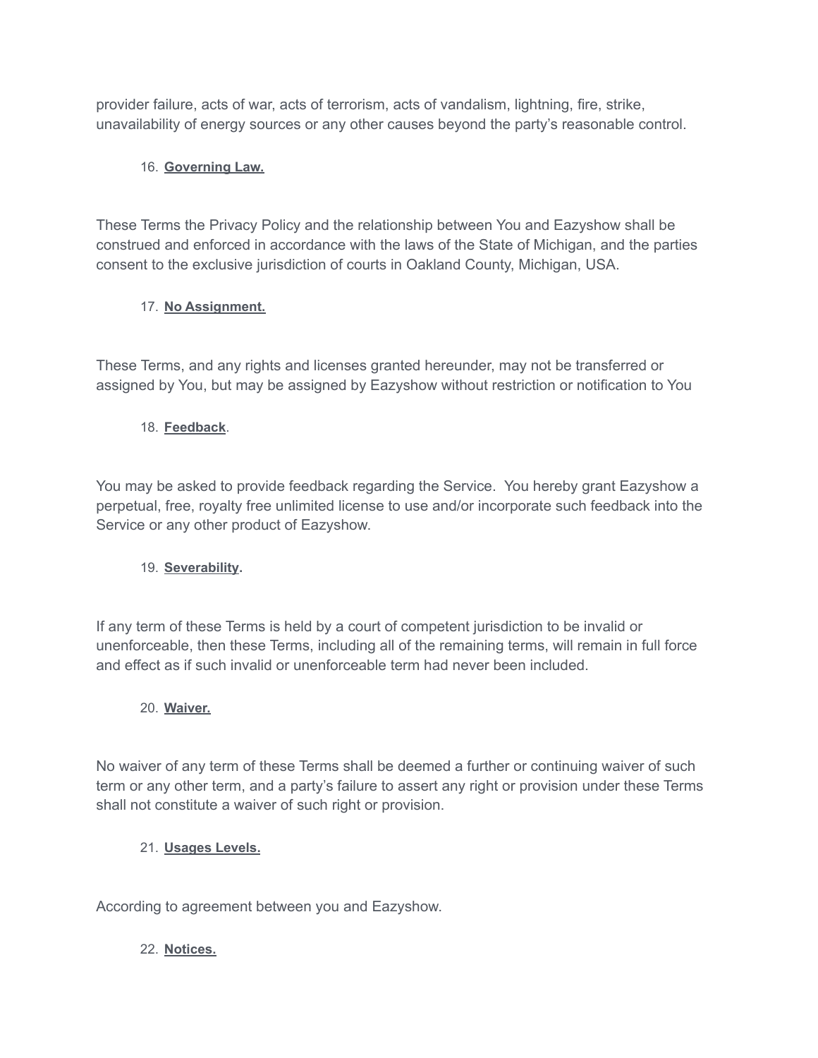provider failure, acts of war, acts of terrorism, acts of vandalism, lightning, fire, strike, unavailability of energy sources or any other causes beyond the party's reasonable control.

16. **Governing Law.**

These Terms the Privacy Policy and the relationship between You and Eazyshow shall be construed and enforced in accordance with the laws of the State of Michigan, and the parties consent to the exclusive jurisdiction of courts in Oakland County, Michigan, USA.

17. **No Assignment.**

These Terms, and any rights and licenses granted hereunder, may not be transferred or assigned by You, but may be assigned by Eazyshow without restriction or notification to You

18. **Feedback**.

You may be asked to provide feedback regarding the Service. You hereby grant Eazyshow a perpetual, free, royalty free unlimited license to use and/or incorporate such feedback into the Service or any other product of Eazyshow.

19. **Severability.**

If any term of these Terms is held by a court of competent jurisdiction to be invalid or unenforceable, then these Terms, including all of the remaining terms, will remain in full force and effect as if such invalid or unenforceable term had never been included.

20. **Waiver.**

No waiver of any term of these Terms shall be deemed a further or continuing waiver of such term or any other term, and a party's failure to assert any right or provision under these Terms shall not constitute a waiver of such right or provision.

21. **Usages Levels.**

According to agreement between you and Eazyshow.

22. **Notices.**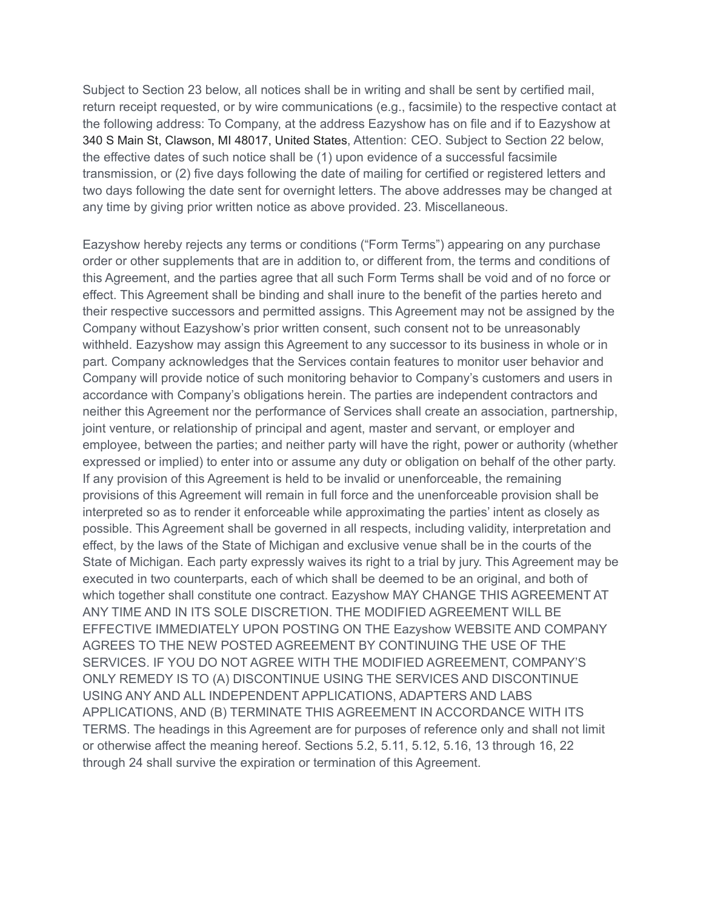Subject to Section 23 below, all notices shall be in writing and shall be sent by certified mail, return receipt requested, or by wire communications (e.g., facsimile) to the respective contact at the following address: To Company, at the address Eazyshow has on file and if to Eazyshow at 340 S Main St, Clawson, MI 48017, United States, Attention: CEO. Subject to Section 22 below, the effective dates of such notice shall be (1) upon evidence of a successful facsimile transmission, or (2) five days following the date of mailing for certified or registered letters and two days following the date sent for overnight letters. The above addresses may be changed at any time by giving prior written notice as above provided. 23. Miscellaneous.

Eazyshow hereby rejects any terms or conditions ("Form Terms") appearing on any purchase order or other supplements that are in addition to, or different from, the terms and conditions of this Agreement, and the parties agree that all such Form Terms shall be void and of no force or effect. This Agreement shall be binding and shall inure to the benefit of the parties hereto and their respective successors and permitted assigns. This Agreement may not be assigned by the Company without Eazyshow's prior written consent, such consent not to be unreasonably withheld. Eazyshow may assign this Agreement to any successor to its business in whole or in part. Company acknowledges that the Services contain features to monitor user behavior and Company will provide notice of such monitoring behavior to Company's customers and users in accordance with Company's obligations herein. The parties are independent contractors and neither this Agreement nor the performance of Services shall create an association, partnership, joint venture, or relationship of principal and agent, master and servant, or employer and employee, between the parties; and neither party will have the right, power or authority (whether expressed or implied) to enter into or assume any duty or obligation on behalf of the other party. If any provision of this Agreement is held to be invalid or unenforceable, the remaining provisions of this Agreement will remain in full force and the unenforceable provision shall be interpreted so as to render it enforceable while approximating the parties' intent as closely as possible. This Agreement shall be governed in all respects, including validity, interpretation and effect, by the laws of the State of Michigan and exclusive venue shall be in the courts of the State of Michigan. Each party expressly waives its right to a trial by jury. This Agreement may be executed in two counterparts, each of which shall be deemed to be an original, and both of which together shall constitute one contract. Eazyshow MAY CHANGE THIS AGREEMENT AT ANY TIME AND IN ITS SOLE DISCRETION. THE MODIFIED AGREEMENT WILL BE EFFECTIVE IMMEDIATELY UPON POSTING ON THE Eazyshow WEBSITE AND COMPANY AGREES TO THE NEW POSTED AGREEMENT BY CONTINUING THE USE OF THE SERVICES. IF YOU DO NOT AGREE WITH THE MODIFIED AGREEMENT, COMPANY'S ONLY REMEDY IS TO (A) DISCONTINUE USING THE SERVICES AND DISCONTINUE USING ANY AND ALL INDEPENDENT APPLICATIONS, ADAPTERS AND LABS APPLICATIONS, AND (B) TERMINATE THIS AGREEMENT IN ACCORDANCE WITH ITS TERMS. The headings in this Agreement are for purposes of reference only and shall not limit or otherwise affect the meaning hereof. Sections 5.2, 5.11, 5.12, 5.16, 13 through 16, 22 through 24 shall survive the expiration or termination of this Agreement.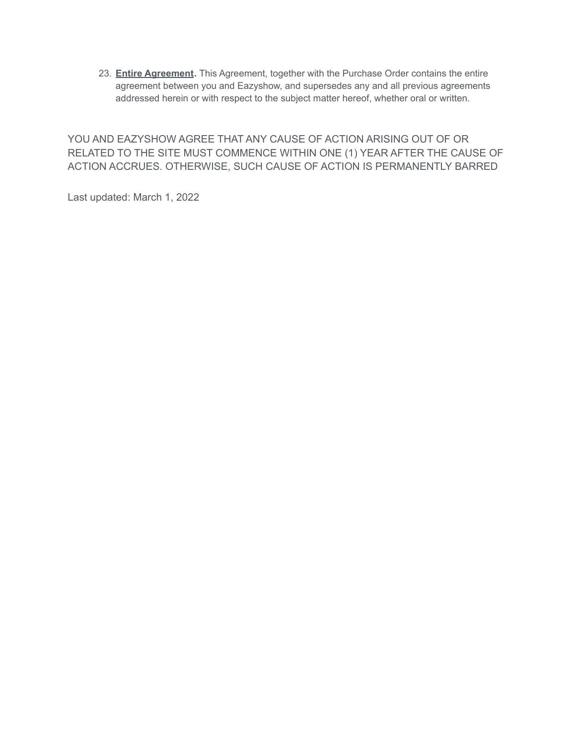23. **Entire Agreement.** This Agreement, together with the Purchase Order contains the entire agreement between you and Eazyshow, and supersedes any and all previous agreements addressed herein or with respect to the subject matter hereof, whether oral or written.

YOU AND EAZYSHOW AGREE THAT ANY CAUSE OF ACTION ARISING OUT OF OR RELATED TO THE SITE MUST COMMENCE WITHIN ONE (1) YEAR AFTER THE CAUSE OF ACTION ACCRUES. OTHERWISE, SUCH CAUSE OF ACTION IS PERMANENTLY BARRED

Last updated: March 1, 2022